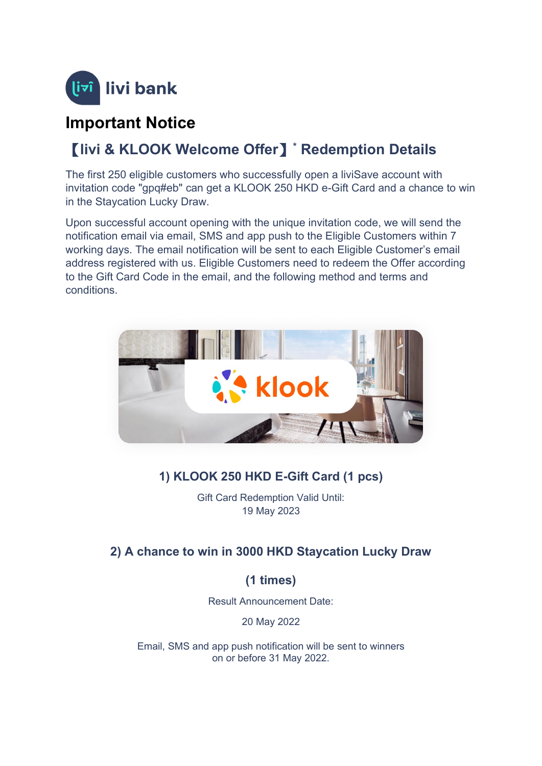livi bank

# Important Notice

## 【livi & KLOOK Welcome Offer】* Redemption Details

The first 250 eligible customers who successfully open a liviSave account with invitation code "gpq#eb" can get a KLOOK 250 HKD e-Gift Card and a chance to win in the Staycation Lucky Draw.

Upon successful account opening with the unique invitation code, we will send the notification email via email, SMS and app push to the Eligible Customers within 7 working days. The email notification will be sent to each Eligible Customer's email address registered with us. Eligible Customers need to redeem the Offer according to the Gift Card Code in the email, and the following method and terms and conditions.

### 1) KLOOK 250 HKD E-Gift Card (1 pcs)

Gift Card Redemption Valid Until:
19 May 2023

### 2) A chance to win in 3000 HKD Staycation Lucky Draw

### (1 times)

Result Announcement Date:

20 May 2022

Email, SMS and app push notification will be sent to winners on or before 31 May 2022.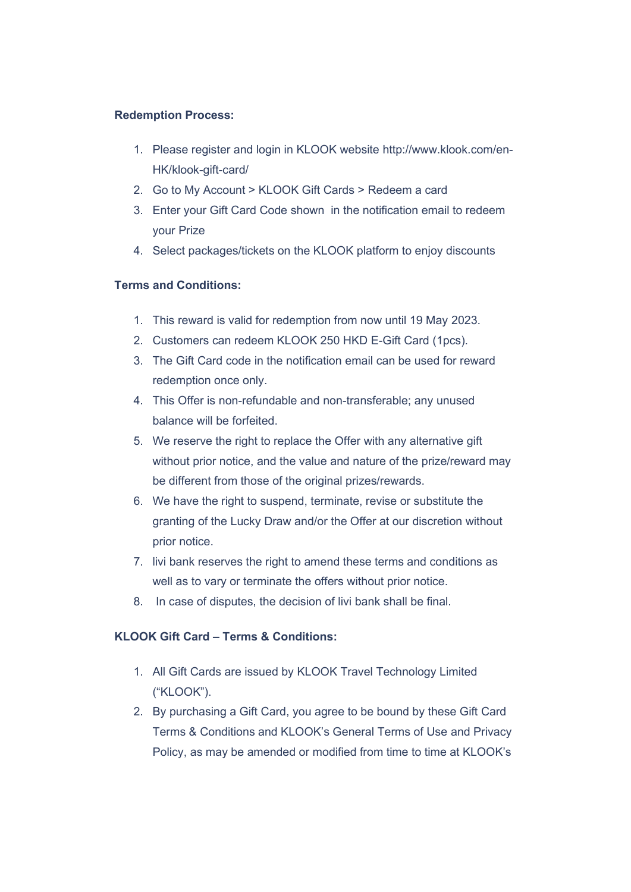**Redemption Process:**

1. Please register and login in KLOOK website http://www.klook.com/en-HK/klook-gift-card/
2. Go to My Account > KLOOK Gift Cards > Redeem a card
3. Enter your Gift Card Code shown in the notification email to redeem your Prize
4. Select packages/tickets on the KLOOK platform to enjoy discounts

**Terms and Conditions:**

1. This reward is valid for redemption from now until 19 May 2023.
2. Customers can redeem KLOOK 250 HKD E-Gift Card (1pcs).
3. The Gift Card code in the notification email can be used for reward redemption once only.
4. This Offer is non-refundable and non-transferable; any unused balance will be forfeited.
5. We reserve the right to replace the Offer with any alternative gift without prior notice, and the value and nature of the prize/reward may be different from those of the original prizes/rewards.
6. We have the right to suspend, terminate, revise or substitute the granting of the Lucky Draw and/or the Offer at our discretion without prior notice.
7. livi bank reserves the right to amend these terms and conditions as well as to vary or terminate the offers without prior notice.
8. In case of disputes, the decision of livi bank shall be final.

**KLOOK Gift Card – Terms & Conditions:**

1. All Gift Cards are issued by KLOOK Travel Technology Limited ("KLOOK").
2. By purchasing a Gift Card, you agree to be bound by these Gift Card Terms & Conditions and KLOOK's General Terms of Use and Privacy Policy, as may be amended or modified from time to time at KLOOK's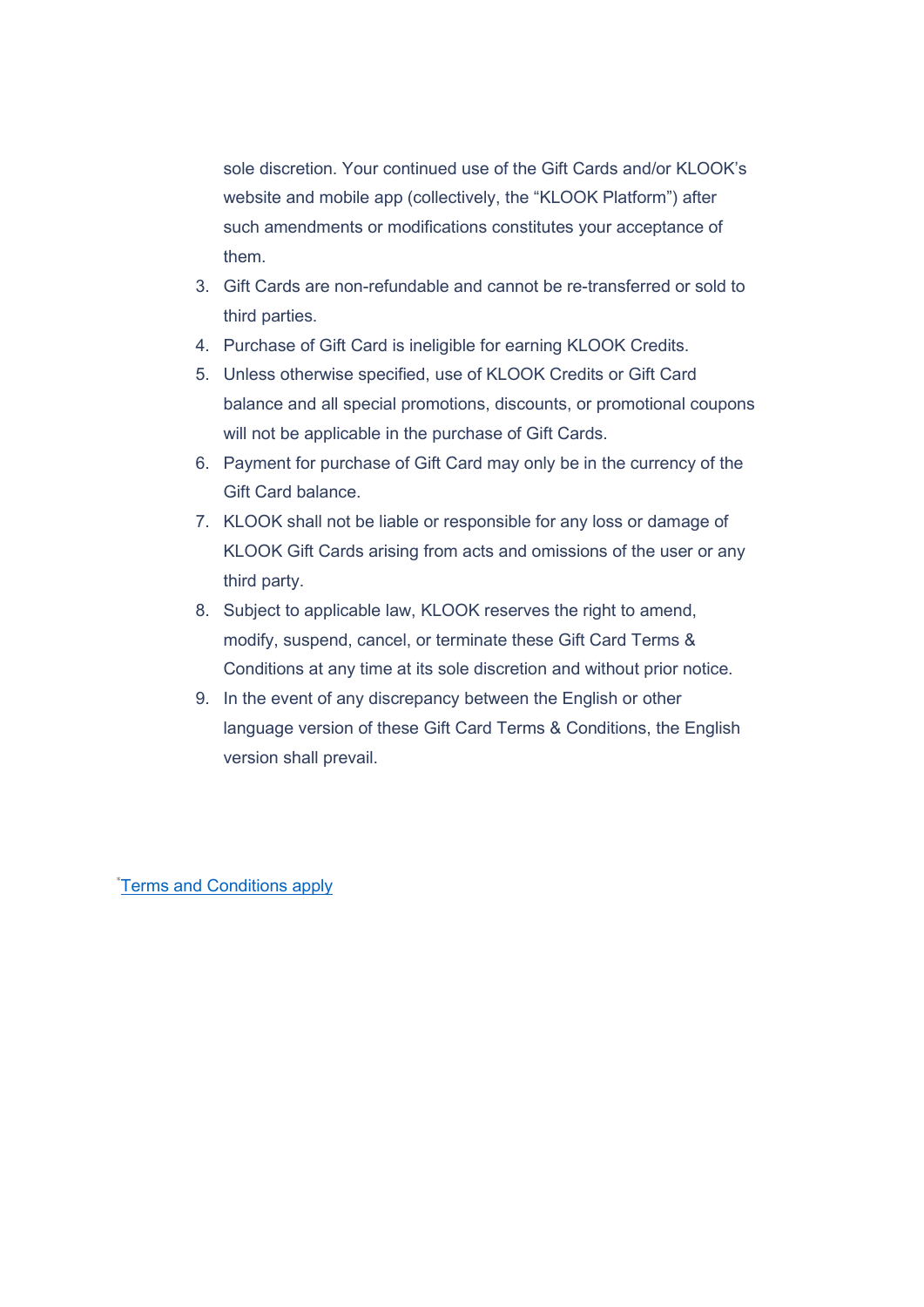sole discretion. Your continued use of the Gift Cards and/or KLOOK's website and mobile app (collectively, the "KLOOK Platform") after such amendments or modifications constitutes your acceptance of them.

3. Gift Cards are non-refundable and cannot be re-transferred or sold to third parties.
4. Purchase of Gift Card is ineligible for earning KLOOK Credits.
5. Unless otherwise specified, use of KLOOK Credits or Gift Card balance and all special promotions, discounts, or promotional coupons will not be applicable in the purchase of Gift Cards.
6. Payment for purchase of Gift Card may only be in the currency of the Gift Card balance.
7. KLOOK shall not be liable or responsible for any loss or damage of KLOOK Gift Cards arising from acts and omissions of the user or any third party.
8. Subject to applicable law, KLOOK reserves the right to amend, modify, suspend, cancel, or terminate these Gift Card Terms & Conditions at any time at its sole discretion and without prior notice.
9. In the event of any discrepancy between the English or other language version of these Gift Card Terms & Conditions, the English version shall prevail.

*Terms and Conditions apply